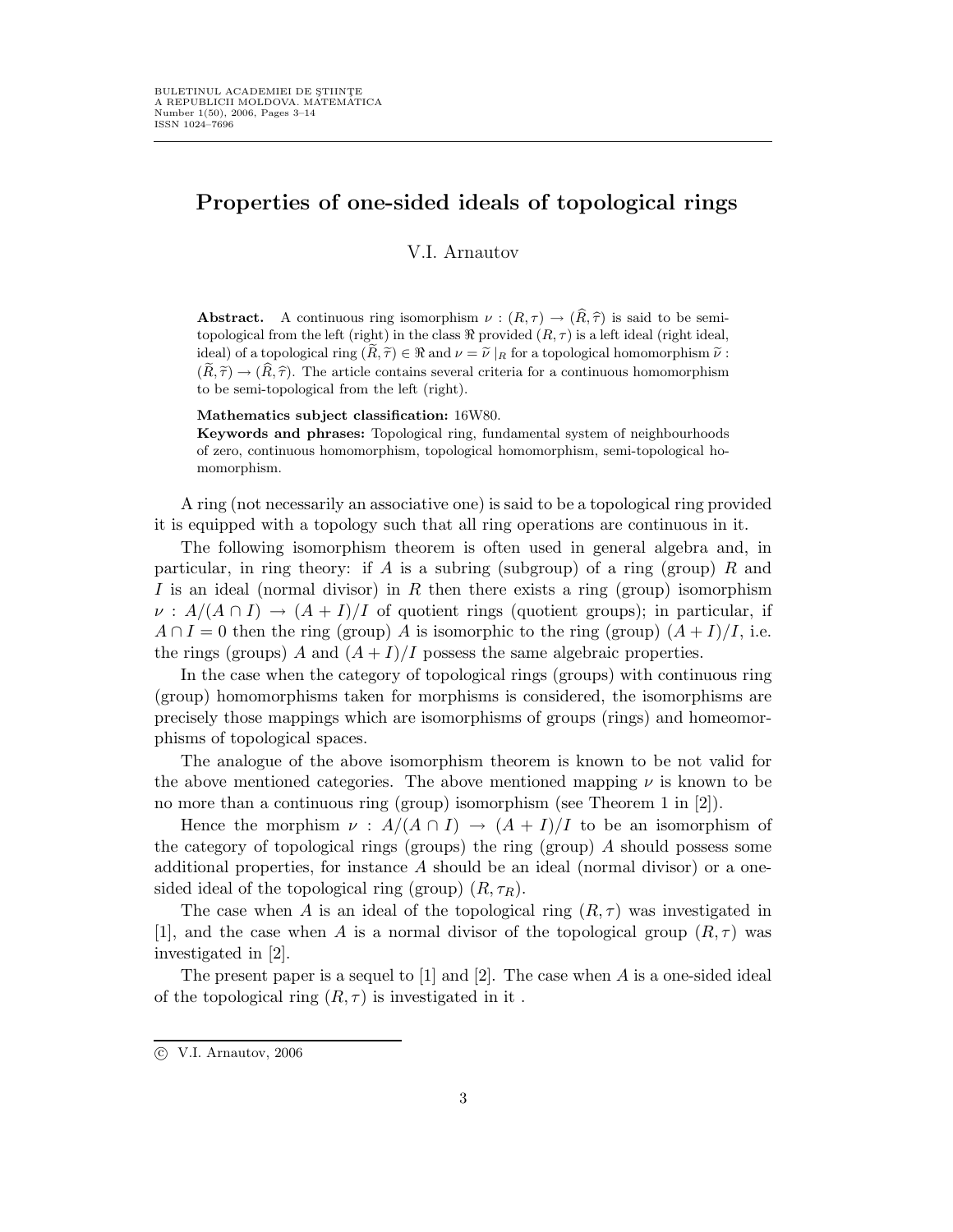# Properties of one-sided ideals of topological rings

V.I. Arnautov

**Abstract.** A continuous ring isomorphism $\nu : (R, \tau) \to (\widehat{R}, \widehat{\tau})$ is said to be semi-topological from the left (right) in the class $\Re$ provided $(R, \tau)$ is a left ideal (right ideal, ideal) of a topological ring $(\widetilde{R}, \widetilde{\tau}) \in \Re$ and $\nu = \widetilde{\nu}\mid_R$ for a topological homomorphism $\widetilde{\nu} : (\widetilde{R}, \widetilde{\tau}) \to (\widehat{R}, \widehat{\tau})$. The article contains several criteria for a continuous homomorphism to be semi-topological from the left (right).

**Mathematics subject classification:** 16W80.

**Keywords and phrases:** Topological ring, fundamental system of neighbourhoods of zero, continuous homomorphism, topological homomorphism, semi-topological homomorphism.

A ring (not necessarily an associative one) is said to be a topological ring provided it is equipped with a topology such that all ring operations are continuous in it.

The following isomorphism theorem is often used in general algebra and, in particular, in ring theory: if $A$ is a subring (subgroup) of a ring (group) $R$ and $I$ is an ideal (normal divisor) in $R$ then there exists a ring (group) isomorphism $\nu : A/(A \cap I) \to (A + I)/I$ of quotient rings (quotient groups); in particular, if $A \cap I = 0$ then the ring (group) $A$ is isomorphic to the ring (group) $(A + I)/I$, i.e. the rings (groups) $A$ and $(A + I)/I$ possess the same algebraic properties.

In the case when the category of topological rings (groups) with continuous ring (group) homomorphisms taken for morphisms is considered, the isomorphisms are precisely those mappings which are isomorphisms of groups (rings) and homeomorphisms of topological spaces.

The analogue of the above isomorphism theorem is known to be not valid for the above mentioned categories. The above mentioned mapping $\nu$ is known to be no more than a continuous ring (group) isomorphism (see Theorem 1 in [2]).

Hence the morphism $\nu : A/(A \cap I) \to (A + I)/I$ to be an isomorphism of the category of topological rings (groups) the ring (group) $A$ should possess some additional properties, for instance $A$ should be an ideal (normal divisor) or a one-sided ideal of the topological ring (group) $(R, \tau_R)$.

The case when $A$ is an ideal of the topological ring $(R, \tau)$ was investigated in [1], and the case when $A$ is a normal divisor of the topological group $(R, \tau)$ was investigated in [2].

The present paper is a sequel to [1] and [2]. The case when $A$ is a one-sided ideal of the topological ring $(R, \tau)$ is investigated in it .

© V.I. Arnautov, 2006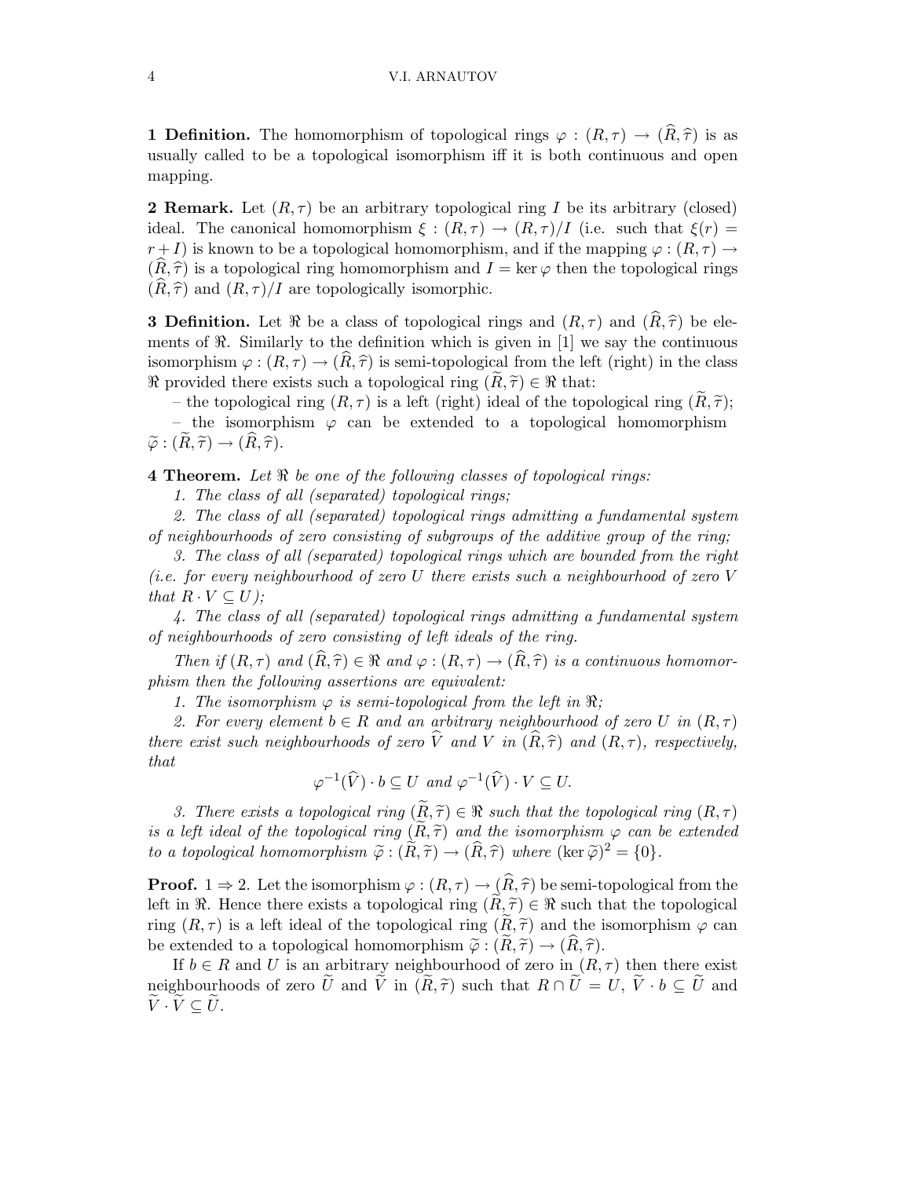**1 Definition.** The homomorphism of topological rings $\varphi : (R, \tau) \to (\widehat{R}, \widehat{\tau})$ is as usually called to be a topological isomorphism iff it is both continuous and open mapping.

**2 Remark.** Let $(R, \tau)$ be an arbitrary topological ring $I$ be its arbitrary (closed) ideal. The canonical homomorphism $\xi : (R, \tau) \to (R, \tau)/I$ (i.e. such that $\xi(r) = r + I$) is known to be a topological homomorphism, and if the mapping $\varphi : (R, \tau) \to (\widehat{R}, \widehat{\tau})$ is a topological ring homomorphism and $I = \ker \varphi$ then the topological rings $(\widehat{R}, \widehat{\tau})$ and $(R, \tau)/I$ are topologically isomorphic.

**3 Definition.** Let $\Re$ be a class of topological rings and $(R, \tau)$ and $(\widehat{R}, \widehat{\tau})$ be elements of $\Re$. Similarly to the definition which is given in [1] we say the continuous isomorphism $\varphi : (R, \tau) \to (\widehat{R}, \widehat{\tau})$ is semi-topological from the left (right) in the class $\Re$ provided there exists such a topological ring $(\widetilde{R}, \widetilde{\tau}) \in \Re$ that:

– the topological ring $(R, \tau)$ is a left (right) ideal of the topological ring $(\widetilde{R}, \widetilde{\tau})$;

– the isomorphism $\varphi$ can be extended to a topological homomorphism $\widetilde{\varphi} : (\widetilde{R}, \widetilde{\tau}) \to (\widehat{R}, \widehat{\tau})$.

**4 Theorem.** *Let $\Re$ be one of the following classes of topological rings:*

*1. The class of all (separated) topological rings;*

*2. The class of all (separated) topological rings admitting a fundamental system of neighbourhoods of zero consisting of subgroups of the additive group of the ring;*

*3. The class of all (separated) topological rings which are bounded from the right (i.e. for every neighbourhood of zero $U$ there exists such a neighbourhood of zero $V$ that $R \cdot V \subseteq U$);*

*4. The class of all (separated) topological rings admitting a fundamental system of neighbourhoods of zero consisting of left ideals of the ring.*

*Then if $(R, \tau)$ and $(\widehat{R}, \widehat{\tau}) \in \Re$ and $\varphi : (R, \tau) \to (\widehat{R}, \widehat{\tau})$ is a continuous homomorphism then the following assertions are equivalent:*

*1. The isomorphism $\varphi$ is semi-topological from the left in $\Re$;*

*2. For every element $b \in R$ and an arbitrary neighbourhood of zero $U$ in $(R, \tau)$ there exist such neighbourhoods of zero $\widehat{V}$ and $V$ in $(\widehat{R}, \widehat{\tau})$ and $(R, \tau)$, respectively, that*

$$\varphi^{-1}(\widehat{V}) \cdot b \subseteq U \text{ and } \varphi^{-1}(\widehat{V}) \cdot V \subseteq U.$$

*3. There exists a topological ring $(\widetilde{R}, \widetilde{\tau}) \in \Re$ such that the topological ring $(R, \tau)$ is a left ideal of the topological ring $(\widetilde{R}, \widetilde{\tau})$ and the isomorphism $\varphi$ can be extended to a topological homomorphism $\widetilde{\varphi} : (\widetilde{R}, \widetilde{\tau}) \to (\widehat{R}, \widehat{\tau})$ where $(\ker \widetilde{\varphi})^2 = \{0\}$.*

**Proof.** $1 \Rightarrow 2$. Let the isomorphism $\varphi : (R, \tau) \to (\widehat{R}, \widehat{\tau})$ be semi-topological from the left in $\Re$. Hence there exists a topological ring $(\widetilde{R}, \widetilde{\tau}) \in \Re$ such that the topological ring $(R, \tau)$ is a left ideal of the topological ring $(\widetilde{R}, \widetilde{\tau})$ and the isomorphism $\varphi$ can be extended to a topological homomorphism $\widetilde{\varphi} : (\widetilde{R}, \widetilde{\tau}) \to (\widehat{R}, \widehat{\tau})$.

If $b \in R$ and $U$ is an arbitrary neighbourhood of zero in $(R, \tau)$ then there exist neighbourhoods of zero $\widetilde{U}$ and $\widetilde{V}$ in $(\widetilde{R}, \widetilde{\tau})$ such that $R \cap \widetilde{U} = U$, $\widetilde{V} \cdot b \subseteq \widetilde{U}$ and $\widetilde{V} \cdot \widetilde{V} \subseteq \widetilde{U}$.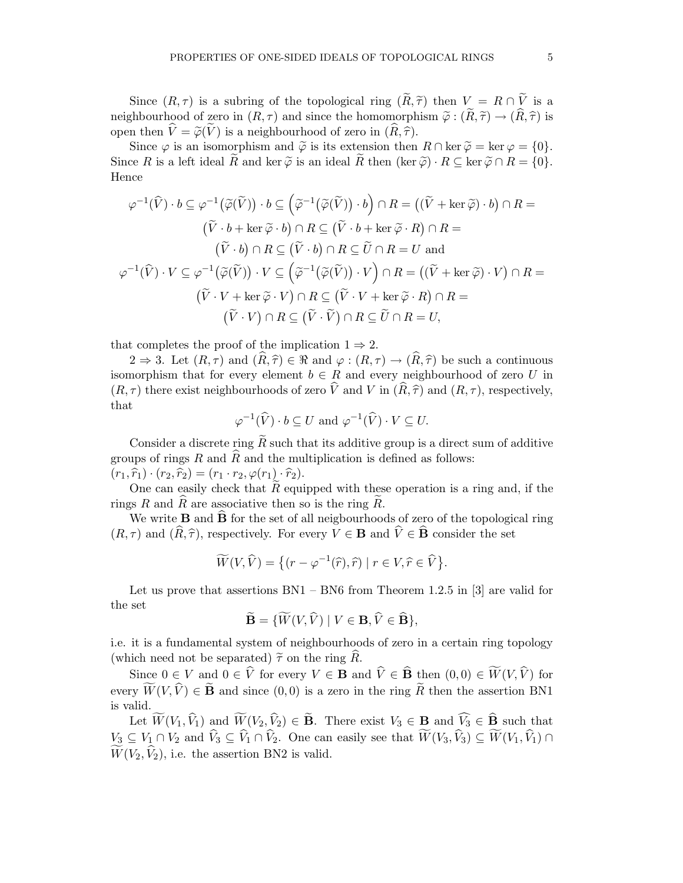Since $(R,\tau)$ is a subring of the topological ring $(\widetilde{R},\widetilde{\tau})$ then $V = R\cap \widetilde{V}$ is a neighbourhood of zero in $(R,\tau)$ and since the homomorphism $\widetilde{\varphi}:(\widetilde{R},\widetilde{\tau})\to(\widehat{R},\widehat{\tau})$ is open then $\widehat{V}=\widetilde{\varphi}(\widetilde{V})$ is a neighbourhood of zero in $(\widehat{R},\widehat{\tau})$.

Since $\varphi$ is an isomorphism and $\widetilde{\varphi}$ is its extension then $R\cap\ker\widetilde{\varphi}=\ker\varphi=\{0\}$. Since $R$ is a left ideal $\widetilde{R}$ and $\ker\widetilde{\varphi}$ is an ideal $\widetilde{R}$ then $(\ker\widetilde{\varphi})\cdot R\subseteq\ker\widetilde{\varphi}\cap R=\{0\}$. Hence

$$
\begin{gathered}
\varphi^{-1}(\widehat{V})\cdot b\subseteq\varphi^{-1}\big(\widetilde{\varphi}(\widetilde{V})\big)\cdot b\subseteq\Big(\widetilde{\varphi}^{-1}\big(\widetilde{\varphi}(\widetilde{V})\big)\cdot b\Big)\cap R=\big((\widetilde{V}+\ker\widetilde{\varphi})\cdot b\big)\cap R=\\
\big(\widetilde{V}\cdot b+\ker\widetilde{\varphi}\cdot b\big)\cap R\subseteq\big(\widetilde{V}\cdot b+\ker\widetilde{\varphi}\cdot R\big)\cap R=\\
\big(\widetilde{V}\cdot b\big)\cap R\subseteq\big(\widetilde{V}\cdot b\big)\cap R\subseteq\widetilde{U}\cap R=U\text{ and}\\
\varphi^{-1}(\widehat{V})\cdot V\subseteq\varphi^{-1}\big(\widetilde{\varphi}(\widetilde{V})\big)\cdot V\subseteq\Big(\widetilde{\varphi}^{-1}\big(\widetilde{\varphi}(\widetilde{V})\big)\cdot V\Big)\cap R=\big((\widetilde{V}+\ker\widetilde{\varphi})\cdot V\big)\cap R=\\
\big(\widetilde{V}\cdot V+\ker\widetilde{\varphi}\cdot V\big)\cap R\subseteq\big(\widetilde{V}\cdot V+\ker\widetilde{\varphi}\cdot R\big)\cap R=\\
\big(\widetilde{V}\cdot V\big)\cap R\subseteq\big(\widetilde{V}\cdot\widetilde{V}\big)\cap R\subseteq\widetilde{U}\cap R=U,
\end{gathered}
$$

that completes the proof of the implication $1\Rightarrow 2$.

$2\Rightarrow 3$. Let $(R,\tau)$ and $(\widehat{R},\widehat{\tau})\in\Re$ and $\varphi:(R,\tau)\to(\widehat{R},\widehat{\tau})$ be such a continuous isomorphism that for every element $b\in R$ and every neighbourhood of zero $U$ in $(R,\tau)$ there exist neighbourhoods of zero $\widehat{V}$ and $V$ in $(\widehat{R},\widehat{\tau})$ and $(R,\tau)$, respectively, that

$$\varphi^{-1}(\widehat{V})\cdot b\subseteq U\text{ and }\varphi^{-1}(\widehat{V})\cdot V\subseteq U.$$

Consider a discrete ring $\widetilde{R}$ such that its additive group is a direct sum of additive groups of rings $R$ and $\widehat{R}$ and the multiplication is defined as follows: $(r_1,\widehat{r}_1)\cdot(r_2,\widehat{r}_2)=(r_1\cdot r_2,\varphi(r_1)\cdot\widehat{r}_2)$.

One can easily check that $\widetilde{R}$ equipped with these operation is a ring and, if the rings $R$ and $\widehat{R}$ are associative then so is the ring $\widetilde{R}$.

We write $\mathbf{B}$ and $\widehat{\mathbf{B}}$ for the set of all neigbourhoods of zero of the topological ring $(R,\tau)$ and $(\widehat{R},\widehat{\tau})$, respectively. For every $V\in\mathbf{B}$ and $\widehat{V}\in\widehat{\mathbf{B}}$ consider the set

$$\widetilde{W}(V,\widehat{V})=\big\{(r-\varphi^{-1}(\widehat{r}),\widehat{r})\mid r\in V,\widehat{r}\in\widehat{V}\big\}.$$

Let us prove that assertions BN1 – BN6 from Theorem 1.2.5 in [3] are valid for the set

$$\widetilde{\mathbf{B}}=\{\widetilde{W}(V,\widehat{V})\mid V\in\mathbf{B},\widehat{V}\in\widehat{\mathbf{B}}\},$$

i.e. it is a fundamental system of neighbourhoods of zero in a certain ring topology (which need not be separated) $\widetilde{\tau}$ on the ring $\widehat{R}$.

Since $0\in V$ and $0\in\widehat{V}$ for every $V\in\mathbf{B}$ and $\widehat{V}\in\widehat{\mathbf{B}}$ then $(0,0)\in\widetilde{W}(V,\widehat{V})$ for every $\widetilde{W}(V,\widehat{V})\in\widetilde{\mathbf{B}}$ and since $(0,0)$ is a zero in the ring $\widetilde{R}$ then the assertion BN1 is valid.

Let $\widetilde{W}(V_1,\widehat{V}_1)$ and $\widetilde{W}(V_2,\widehat{V}_2)\in\widetilde{\mathbf{B}}$. There exist $V_3\in\mathbf{B}$ and $\widehat{V_3}\in\widehat{\mathbf{B}}$ such that $V_3\subseteq V_1\cap V_2$ and $\widehat{V}_3\subseteq\widehat{V}_1\cap\widehat{V}_2$. One can easily see that $\widetilde{W}(V_3,\widehat{V}_3)\subseteq\widetilde{W}(V_1,\widehat{V}_1)\cap\widetilde{W}(V_2,\widehat{V}_2)$, i.e. the assertion BN2 is valid.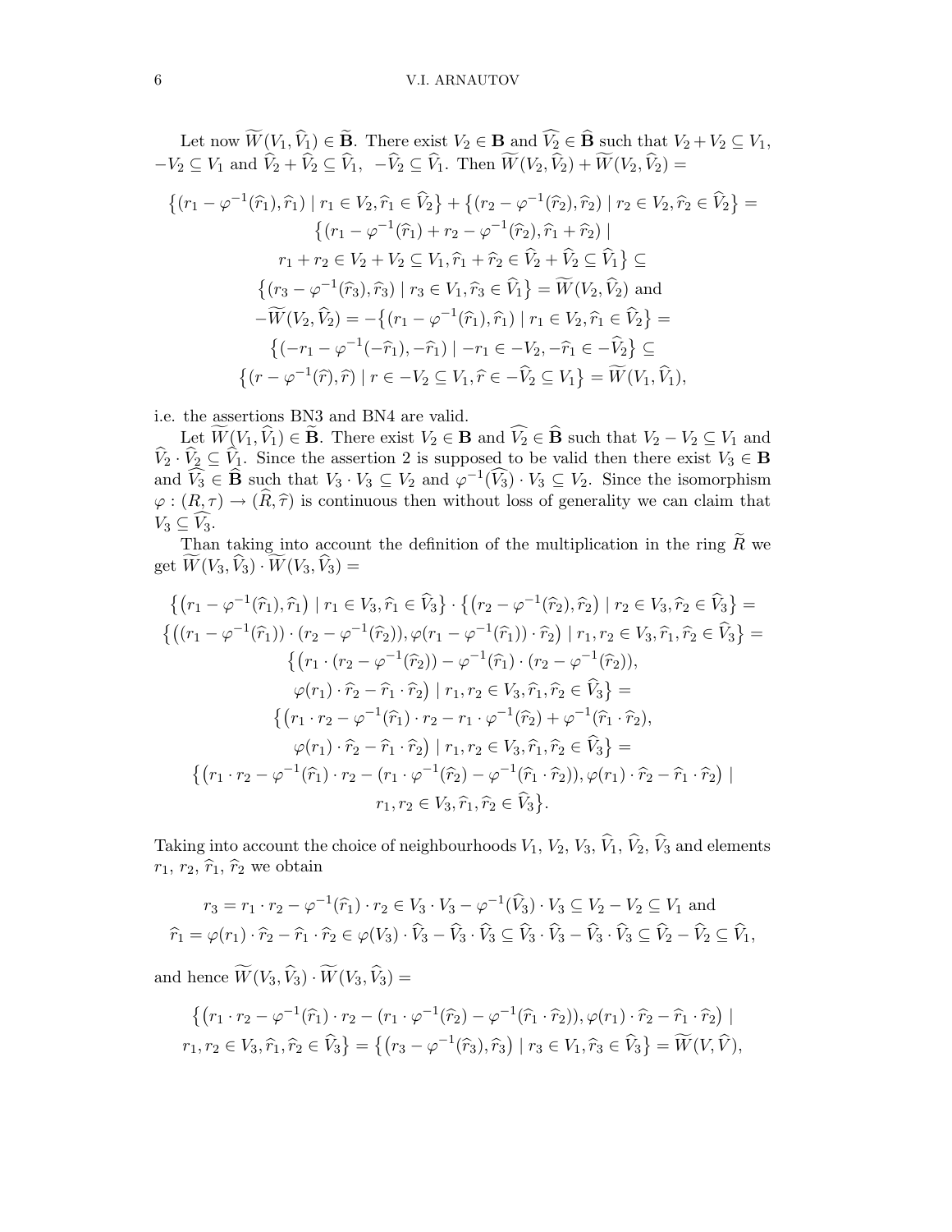Let now $\widetilde{W}(V_1, \widehat{V_1}) \in \widetilde{\mathbf{B}}$. There exist $V_2 \in \mathbf{B}$ and $\widehat{V_2} \in \widehat{\mathbf{B}}$ such that $V_2 + V_2 \subseteq V_1$, $-V_2 \subseteq V_1$ and $\widehat{V}_2 + \widehat{V}_2 \subseteq \widehat{V}_1$, $-\widehat{V}_2 \subseteq \widehat{V}_1$. Then $\widetilde{W}(V_2, \widehat{V}_2) + \widetilde{W}(V_2, \widehat{V}_2) =$

$$\begin{gathered}
\big\{(r_1 - \varphi^{-1}(\widehat{r}_1), \widehat{r}_1) \mid r_1 \in V_2, \widehat{r}_1 \in \widehat{V}_2\big\} + \big\{(r_2 - \varphi^{-1}(\widehat{r}_2), \widehat{r}_2) \mid r_2 \in V_2, \widehat{r}_2 \in \widehat{V}_2\big\} = \\
\big\{(r_1 - \varphi^{-1}(\widehat{r}_1) + r_2 - \varphi^{-1}(\widehat{r}_2), \widehat{r}_1 + \widehat{r}_2) \mid \\
r_1 + r_2 \in V_2 + V_2 \subseteq V_1, \widehat{r}_1 + \widehat{r}_2 \in \widehat{V}_2 + \widehat{V}_2 \subseteq \widehat{V}_1\big\} \subseteq \\
\big\{(r_3 - \varphi^{-1}(\widehat{r}_3), \widehat{r}_3) \mid r_3 \in V_1, \widehat{r}_3 \in \widehat{V}_1\big\} = \widetilde{W}(V_2, \widehat{V}_2) \text{ and} \\
-\widetilde{W}(V_2, \widehat{V}_2) = -\big\{(r_1 - \varphi^{-1}(\widehat{r}_1), \widehat{r}_1) \mid r_1 \in V_2, \widehat{r}_1 \in \widehat{V}_2\big\} = \\
\big\{(-r_1 - \varphi^{-1}(-\widehat{r}_1), -\widehat{r}_1) \mid -r_1 \in -V_2, -\widehat{r}_1 \in -\widehat{V}_2\big\} \subseteq \\
\big\{(r - \varphi^{-1}(\widehat{r}), \widehat{r}) \mid r \in -V_2 \subseteq V_1, \widehat{r} \in -\widehat{V}_2 \subseteq V_1\big\} = \widetilde{W}(V_1, \widehat{V}_1),
\end{gathered}$$

i.e. the assertions BN3 and BN4 are valid.

Let $\widetilde{W}(V_1, \widehat{V}_1) \in \widetilde{\mathbf{B}}$. There exist $V_2 \in \mathbf{B}$ and $\widehat{V_2} \in \widehat{\mathbf{B}}$ such that $V_2 - V_2 \subseteq V_1$ and $\widehat{V}_2 \cdot \widehat{V}_2 \subseteq \widehat{V}_1$. Since the assertion 2 is supposed to be valid then there exist $V_3 \in \mathbf{B}$ and $\widehat{V_3} \in \widehat{\mathbf{B}}$ such that $V_3 \cdot V_3 \subseteq V_2$ and $\varphi^{-1}(\widehat{V_3}) \cdot V_3 \subseteq V_2$. Since the isomorphism $\varphi : (R, \tau) \to (\widehat{R}, \widehat{\tau})$ is continuous then without loss of generality we can claim that $V_3 \subseteq \widehat{V_3}$.

Than taking into account the definition of the multiplication in the ring $\widetilde{R}$ we get $\widetilde{W}(V_3, \widehat{V}_3) \cdot \widetilde{W}(V_3, \widehat{V}_3) =$

$$\begin{gathered}
\big\{\big(r_1 - \varphi^{-1}(\widehat{r}_1), \widehat{r}_1\big) \mid r_1 \in V_3, \widehat{r}_1 \in \widehat{V}_3\big\} \cdot \big\{\big(r_2 - \varphi^{-1}(\widehat{r}_2), \widehat{r}_2\big) \mid r_2 \in V_3, \widehat{r}_2 \in \widehat{V}_3\big\} = \\
\big\{\big((r_1 - \varphi^{-1}(\widehat{r}_1)) \cdot (r_2 - \varphi^{-1}(\widehat{r}_2)), \varphi(r_1 - \varphi^{-1}(\widehat{r}_1)) \cdot \widehat{r}_2\big) \mid r_1, r_2 \in V_3, \widehat{r}_1, \widehat{r}_2 \in \widehat{V}_3\big\} = \\
\big\{\big(r_1 \cdot (r_2 - \varphi^{-1}(\widehat{r}_2)) - \varphi^{-1}(\widehat{r}_1) \cdot (r_2 - \varphi^{-1}(\widehat{r}_2)), \\
\varphi(r_1) \cdot \widehat{r}_2 - \widehat{r}_1 \cdot \widehat{r}_2\big) \mid r_1, r_2 \in V_3, \widehat{r}_1, \widehat{r}_2 \in \widehat{V}_3\big\} = \\
\big\{\big(r_1 \cdot r_2 - \varphi^{-1}(\widehat{r}_1) \cdot r_2 - r_1 \cdot \varphi^{-1}(\widehat{r}_2) + \varphi^{-1}(\widehat{r}_1 \cdot \widehat{r}_2), \\
\varphi(r_1) \cdot \widehat{r}_2 - \widehat{r}_1 \cdot \widehat{r}_2\big) \mid r_1, r_2 \in V_3, \widehat{r}_1, \widehat{r}_2 \in \widehat{V}_3\big\} = \\
\big\{\big(r_1 \cdot r_2 - \varphi^{-1}(\widehat{r}_1) \cdot r_2 - (r_1 \cdot \varphi^{-1}(\widehat{r}_2) - \varphi^{-1}(\widehat{r}_1 \cdot \widehat{r}_2)), \varphi(r_1) \cdot \widehat{r}_2 - \widehat{r}_1 \cdot \widehat{r}_2\big) \mid \\
r_1, r_2 \in V_3, \widehat{r}_1, \widehat{r}_2 \in \widehat{V}_3\big\}.
\end{gathered}$$

Taking into account the choice of neighbourhoods $V_1$, $V_2$, $V_3$, $\widehat{V}_1$, $\widehat{V}_2$, $\widehat{V}_3$ and elements $r_1$, $r_2$, $\widehat{r}_1$, $\widehat{r}_2$ we obtain

$$\begin{gathered}
r_3 = r_1 \cdot r_2 - \varphi^{-1}(\widehat{r}_1) \cdot r_2 \in V_3 \cdot V_3 - \varphi^{-1}(\widehat{V}_3) \cdot V_3 \subseteq V_2 - V_2 \subseteq V_1 \text{ and} \\
\widehat{r}_1 = \varphi(r_1) \cdot \widehat{r}_2 - \widehat{r}_1 \cdot \widehat{r}_2 \in \varphi(V_3) \cdot \widehat{V}_3 - \widehat{V}_3 \cdot \widehat{V}_3 \subseteq \widehat{V}_3 \cdot \widehat{V}_3 - \widehat{V}_3 \cdot \widehat{V}_3 \subseteq \widehat{V}_2 - \widehat{V}_2 \subseteq \widehat{V}_1,
\end{gathered}$$

and hence $\widetilde{W}(V_3, \widehat{V}_3) \cdot \widetilde{W}(V_3, \widehat{V}_3) =$

$$\begin{gathered}
\big\{\big(r_1 \cdot r_2 - \varphi^{-1}(\widehat{r}_1) \cdot r_2 - (r_1 \cdot \varphi^{-1}(\widehat{r}_2) - \varphi^{-1}(\widehat{r}_1 \cdot \widehat{r}_2)), \varphi(r_1) \cdot \widehat{r}_2 - \widehat{r}_1 \cdot \widehat{r}_2\big) \mid \\
r_1, r_2 \in V_3, \widehat{r}_1, \widehat{r}_2 \in \widehat{V}_3\big\} = \big\{\big(r_3 - \varphi^{-1}(\widehat{r}_3), \widehat{r}_3\big) \mid r_3 \in V_1, \widehat{r}_3 \in \widehat{V}_3\big\} = \widetilde{W}(V, \widehat{V}),
\end{gathered}$$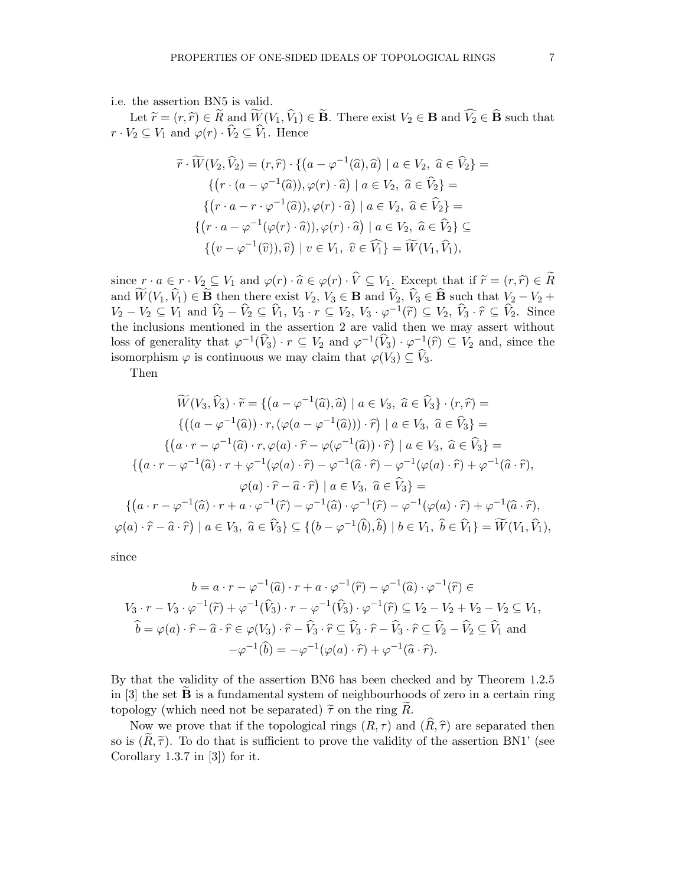i.e. the assertion BN5 is valid.

Let $\widetilde{r} = (r, \widehat{r}) \in \widetilde{R}$ and $\widetilde{W}(V_1, \widehat{V}_1) \in \widetilde{\mathbf{B}}$. There exist $V_2 \in \mathbf{B}$ and $\widehat{V_2} \in \widehat{\mathbf{B}}$ such that $r \cdot V_2 \subseteq V_1$ and $\varphi(r) \cdot \widehat{V}_2 \subseteq \widehat{V}_1$. Hence

$$
\begin{gathered}
\widetilde{r} \cdot \widetilde{W}(V_2, \widehat{V}_2) = (r, \widehat{r}) \cdot \{(a - \varphi^{-1}(\widehat{a}), \widehat{a}) \mid a \in V_2,\ \widehat{a} \in \widehat{V}_2\} = \\
\{(r \cdot (a - \varphi^{-1}(\widehat{a})), \varphi(r) \cdot \widehat{a}) \mid a \in V_2,\ \widehat{a} \in \widehat{V}_2\} = \\
\{(r \cdot a - r \cdot \varphi^{-1}(\widehat{a})), \varphi(r) \cdot \widehat{a}) \mid a \in V_2,\ \widehat{a} \in \widehat{V}_2\} = \\
\{(r \cdot a - \varphi^{-1}(\varphi(r) \cdot \widehat{a})), \varphi(r) \cdot \widehat{a}) \mid a \in V_2,\ \widehat{a} \in \widehat{V}_2\} \subseteq \\
\{(v - \varphi^{-1}(\widehat{v})), \widehat{v}) \mid v \in V_1,\ \widehat{v} \in \widehat{V_1}\} = \widetilde{W}(V_1, \widehat{V}_1),
\end{gathered}
$$

since $r \cdot a \in r \cdot V_2 \subseteq V_1$ and $\varphi(r) \cdot \widehat{a} \in \varphi(r) \cdot \widehat{V} \subseteq V_1$. Except that if $\widetilde{r} = (r, \widehat{r}) \in \widetilde{R}$ and $\widetilde{W}(V_1, \widehat{V}_1) \in \widetilde{\mathbf{B}}$ then there exist $V_2, V_3 \in \mathbf{B}$ and $\widehat{V}_2, \widehat{V}_3 \in \widehat{\mathbf{B}}$ such that $V_2 - V_2 + V_2 - V_2 \subseteq V_1$ and $\widehat{V}_2 - \widehat{V}_2 \subseteq \widehat{V}_1$, $V_3 \cdot r \subseteq V_2$, $V_3 \cdot \varphi^{-1}(\widetilde{r}) \subseteq V_2$, $\widehat{V}_3 \cdot \widehat{r} \subseteq \widehat{V}_2$. Since the inclusions mentioned in the assertion 2 are valid then we may assert without loss of generality that $\varphi^{-1}(\widehat{V}_3) \cdot r \subseteq V_2$ and $\varphi^{-1}(\widehat{V}_3) \cdot \varphi^{-1}(\widehat{r}) \subseteq V_2$ and, since the isomorphism $\varphi$ is continuous we may claim that $\varphi(V_3) \subseteq \widehat{V}_3$.

Then

$$
\begin{gathered}
\widetilde{W}(V_3, \widehat{V}_3) \cdot \widetilde{r} = \{(a - \varphi^{-1}(\widehat{a}), \widehat{a}) \mid a \in V_3,\ \widehat{a} \in \widehat{V}_3\} \cdot (r, \widehat{r}) = \\
\{((a - \varphi^{-1}(\widehat{a})) \cdot r, (\varphi(a - \varphi^{-1}(\widehat{a}))) \cdot \widehat{r}) \mid a \in V_3,\ \widehat{a} \in \widehat{V}_3\} = \\
\{(a \cdot r - \varphi^{-1}(\widehat{a}) \cdot r, \varphi(a) \cdot \widehat{r} - \varphi(\varphi^{-1}(\widehat{a})) \cdot \widehat{r}) \mid a \in V_3,\ \widehat{a} \in \widehat{V}_3\} = \\
\{(a \cdot r - \varphi^{-1}(\widehat{a}) \cdot r + \varphi^{-1}(\varphi(a) \cdot \widehat{r}) - \varphi^{-1}(\widehat{a} \cdot \widehat{r}) - \varphi^{-1}(\varphi(a) \cdot \widehat{r}) + \varphi^{-1}(\widehat{a} \cdot \widehat{r}), \\
\varphi(a) \cdot \widehat{r} - \widehat{a} \cdot \widehat{r}) \mid a \in V_3,\ \widehat{a} \in \widehat{V}_3\} = \\
\{(a \cdot r - \varphi^{-1}(\widehat{a}) \cdot r + a \cdot \varphi^{-1}(\widehat{r}) - \varphi^{-1}(\widehat{a}) \cdot \varphi^{-1}(\widehat{r}) - \varphi^{-1}(\varphi(a) \cdot \widehat{r}) + \varphi^{-1}(\widehat{a} \cdot \widehat{r}), \\
\varphi(a) \cdot \widehat{r} - \widehat{a} \cdot \widehat{r}) \mid a \in V_3,\ \widehat{a} \in \widehat{V}_3\} \subseteq \{(b - \varphi^{-1}(\widehat{b}), \widehat{b}) \mid b \in V_1,\ \widehat{b} \in \widehat{V}_1\} = \widetilde{W}(V_1, \widehat{V}_1),
\end{gathered}
$$

since

$$
\begin{gathered}
b = a \cdot r - \varphi^{-1}(\widehat{a}) \cdot r + a \cdot \varphi^{-1}(\widehat{r}) - \varphi^{-1}(\widehat{a}) \cdot \varphi^{-1}(\widehat{r}) \in \\
V_3 \cdot r - V_3 \cdot \varphi^{-1}(\widetilde{r}) + \varphi^{-1}(\widehat{V}_3) \cdot r - \varphi^{-1}(\widehat{V}_3) \cdot \varphi^{-1}(\widehat{r}) \subseteq V_2 - V_2 + V_2 - V_2 \subseteq V_1, \\
\widehat{b} = \varphi(a) \cdot \widehat{r} - \widehat{a} \cdot \widehat{r} \in \varphi(V_3) \cdot \widehat{r} - \widehat{V}_3 \cdot \widehat{r} \subseteq \widehat{V}_3 \cdot \widehat{r} - \widehat{V}_3 \cdot \widehat{r} \subseteq \widehat{V}_2 - \widehat{V}_2 \subseteq \widehat{V}_1 \text{ and} \\
-\varphi^{-1}(\widehat{b}) = -\varphi^{-1}(\varphi(a) \cdot \widehat{r}) + \varphi^{-1}(\widehat{a} \cdot \widehat{r}).
\end{gathered}
$$

By that the validity of the assertion BN6 has been checked and by Theorem 1.2.5 in [3] the set $\widetilde{\mathbf{B}}$ is a fundamental system of neighbourhoods of zero in a certain ring topology (which need not be separated) $\widetilde{\tau}$ on the ring $\widetilde{R}$.

Now we prove that if the topological rings $(R, \tau)$ and $(\widehat{R}, \widehat{\tau})$ are separated then so is $(\widetilde{R}, \widetilde{\tau})$. To do that is sufficient to prove the validity of the assertion BN1' (see Corollary 1.3.7 in [3]) for it.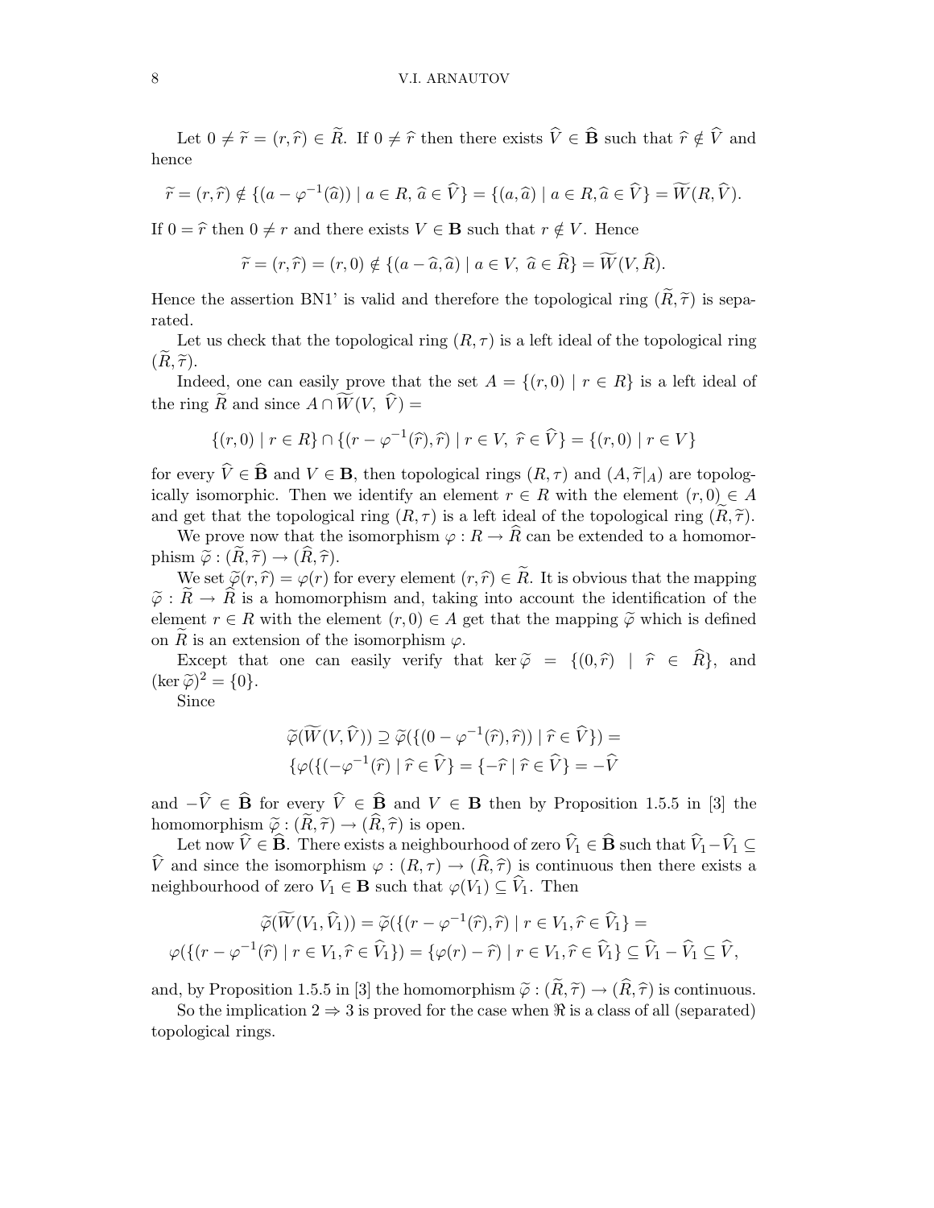Let $0 \neq \widetilde{r} = (r, \widehat{r}) \in \widetilde{R}$. If $0 \neq \widehat{r}$ then there exists $\widehat{V} \in \widehat{\mathbf{B}}$ such that $\widehat{r} \notin \widehat{V}$ and hence

$$\widetilde{r} = (r, \widehat{r}) \notin \{(a - \varphi^{-1}(\widehat{a})) \mid a \in R,\ \widehat{a} \in \widehat{V}\} = \{(a, \widehat{a}) \mid a \in R, \widehat{a} \in \widehat{V}\} = \widetilde{W}(R, \widehat{V}).$$

If $0 = \widehat{r}$ then $0 \neq r$ and there exists $V \in \mathbf{B}$ such that $r \notin V$. Hence

$$\widetilde{r} = (r, \widehat{r}) = (r, 0) \notin \{(a - \widehat{a}, \widehat{a}) \mid a \in V,\ \widehat{a} \in \widehat{R}\} = \widetilde{W}(V, \widehat{R}).$$

Hence the assertion BN1' is valid and therefore the topological ring $(\widetilde{R}, \widetilde{\tau})$ is separated.

Let us check that the topological ring $(R, \tau)$ is a left ideal of the topological ring $(\widetilde{R}, \widetilde{\tau})$.

Indeed, one can easily prove that the set $A = \{(r, 0) \mid r \in R\}$ is a left ideal of the ring $\widetilde{R}$ and since $A \cap \widetilde{W}(V,\ \widehat{V}) =$

$$\{(r, 0) \mid r \in R\} \cap \{(r - \varphi^{-1}(\widehat{r}), \widehat{r}) \mid r \in V,\ \widehat{r} \in \widehat{V}\} = \{(r, 0) \mid r \in V\}$$

for every $\widehat{V} \in \widehat{\mathbf{B}}$ and $V \in \mathbf{B}$, then topological rings $(R, \tau)$ and $(A, \widetilde{\tau}|_A)$ are topologically isomorphic. Then we identify an element $r \in R$ with the element $(r, 0) \in A$ and get that the topological ring $(R, \tau)$ is a left ideal of the topological ring $(\widetilde{R}, \widetilde{\tau})$.

We prove now that the isomorphism $\varphi : R \to \widehat{R}$ can be extended to a homomorphism $\widetilde{\varphi} : (\widetilde{R}, \widetilde{\tau}) \to (\widehat{R}, \widehat{\tau})$.

We set $\widetilde{\varphi}(r, \widehat{r}) = \varphi(r)$ for every element $(r, \widehat{r}) \in \widetilde{R}$. It is obvious that the mapping $\widetilde{\varphi} : \widetilde{R} \to \widehat{R}$ is a homomorphism and, taking into account the identification of the element $r \in R$ with the element $(r, 0) \in A$ get that the mapping $\widetilde{\varphi}$ which is defined on $\widetilde{R}$ is an extension of the isomorphism $\varphi$.

Except that one can easily verify that $\ker \widetilde{\varphi} = \{(0, \widehat{r}) \mid \widehat{r} \in \widehat{R}\}$, and $(\ker \widetilde{\varphi})^2 = \{0\}$.

Since

$$\widetilde{\varphi}(\widetilde{W}(V, \widehat{V})) \supseteq \widetilde{\varphi}(\{(0 - \varphi^{-1}(\widehat{r}), \widehat{r})) \mid \widehat{r} \in \widehat{V}\}) =$$
$$\{\varphi(\{(-\varphi^{-1}(\widehat{r}) \mid \widehat{r} \in \widehat{V}\} = \{-\widehat{r} \mid \widehat{r} \in \widehat{V}\} = -\widehat{V}$$

and $-\widehat{V} \in \widehat{\mathbf{B}}$ for every $\widehat{V} \in \widehat{\mathbf{B}}$ and $V \in \mathbf{B}$ then by Proposition 1.5.5 in [3] the homomorphism $\widetilde{\varphi} : (\widetilde{R}, \widetilde{\tau}) \to (\widehat{R}, \widehat{\tau})$ is open.

Let now $\widehat{V} \in \widehat{\mathbf{B}}$. There exists a neighbourhood of zero $\widehat{V}_1 \in \widehat{\mathbf{B}}$ such that $\widehat{V}_1 - \widehat{V}_1 \subseteq \widehat{V}$ and since the isomorphism $\varphi : (R, \tau) \to (\widehat{R}, \widehat{\tau})$ is continuous then there exists a neighbourhood of zero $V_1 \in \mathbf{B}$ such that $\varphi(V_1) \subseteq \widehat{V}_1$. Then

$$\widetilde{\varphi}(\widetilde{W}(V_1, \widehat{V}_1)) = \widetilde{\varphi}(\{(r - \varphi^{-1}(\widehat{r}), \widehat{r}) \mid r \in V_1, \widehat{r} \in \widehat{V}_1\} =$$
$$\varphi(\{(r - \varphi^{-1}(\widehat{r}) \mid r \in V_1, \widehat{r} \in \widehat{V}_1\}) = \{\varphi(r) - \widehat{r}) \mid r \in V_1, \widehat{r} \in \widehat{V}_1\} \subseteq \widehat{V}_1 - \widehat{V}_1 \subseteq \widehat{V},$$

and, by Proposition 1.5.5 in [3] the homomorphism $\widetilde{\varphi} : (\widetilde{R}, \widetilde{\tau}) \to (\widehat{R}, \widehat{\tau})$ is continuous.

So the implication $2 \Rightarrow 3$ is proved for the case when $\Re$ is a class of all (separated) topological rings.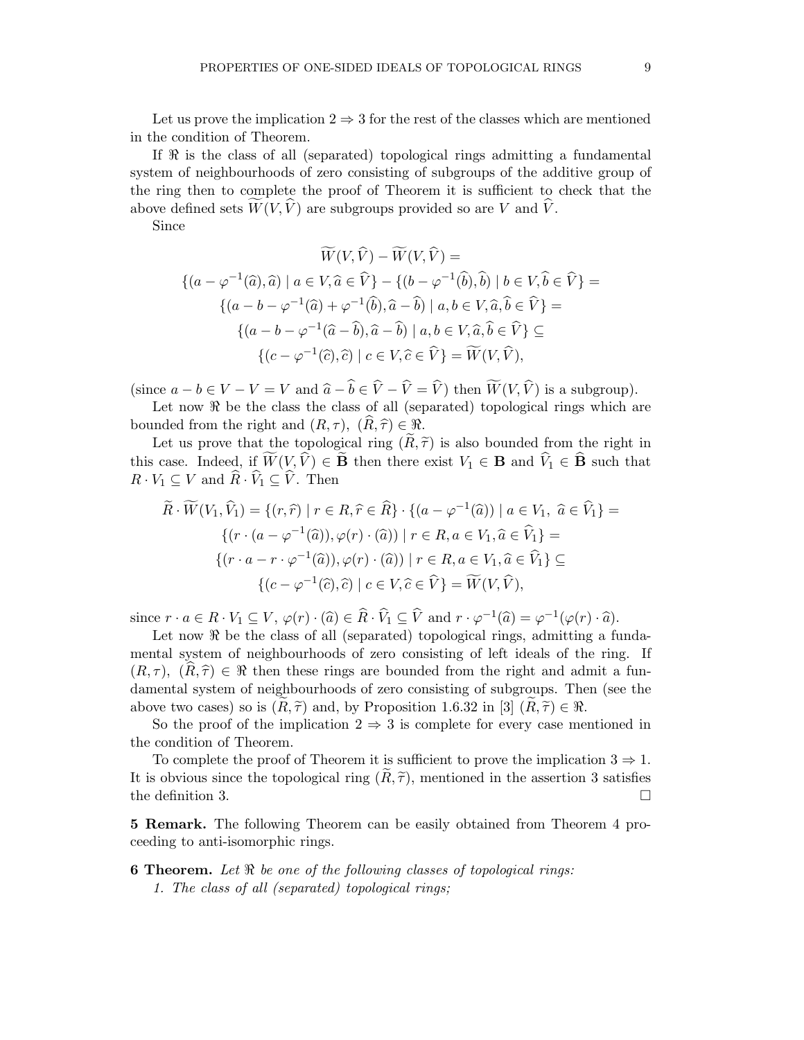Let us prove the implication $2 \Rightarrow 3$ for the rest of the classes which are mentioned in the condition of Theorem.

If $\Re$ is the class of all (separated) topological rings admitting a fundamental system of neighbourhoods of zero consisting of subgroups of the additive group of the ring then to complete the proof of Theorem it is sufficient to check that the above defined sets $\widetilde{W}(V, \widehat{V})$ are subgroups provided so are $V$ and $\widehat{V}$.

Since

$$
\begin{gathered}
\widetilde{W}(V, \widehat{V}) - \widetilde{W}(V, \widehat{V}) = \\
\{(a - \varphi^{-1}(\widehat{a}), \widehat{a}) \mid a \in V, \widehat{a} \in \widehat{V}\} - \{(b - \varphi^{-1}(\widehat{b}), \widehat{b}) \mid b \in V, \widehat{b} \in \widehat{V}\} = \\
\{(a - b - \varphi^{-1}(\widehat{a}) + \varphi^{-1}(\widehat{b}), \widehat{a} - \widehat{b}) \mid a, b \in V, \widehat{a}, \widehat{b} \in \widehat{V}\} = \\
\{(a - b - \varphi^{-1}(\widehat{a} - \widehat{b}), \widehat{a} - \widehat{b}) \mid a, b \in V, \widehat{a}, \widehat{b} \in \widehat{V}\} \subseteq \\
\{(c - \varphi^{-1}(\widehat{c}), \widehat{c}) \mid c \in V, \widehat{c} \in \widehat{V}\} = \widetilde{W}(V, \widehat{V}),
\end{gathered}
$$

(since $a - b \in V - V = V$ and $\widehat{a} - \widehat{b} \in \widehat{V} - \widehat{V} = \widehat{V}$) then $\widetilde{W}(V, \widehat{V})$ is a subgroup).

Let now $\Re$ be the class the class of all (separated) topological rings which are bounded from the right and $(R, \tau)$, $(\widehat{R}, \widehat{\tau}) \in \Re$.

Let us prove that the topological ring $(\widetilde{R}, \widetilde{\tau})$ is also bounded from the right in this case. Indeed, if $\widetilde{W}(V, \widehat{V}) \in \widetilde{\mathbf{B}}$ then there exist $V_1 \in \mathbf{B}$ and $\widehat{V}_1 \in \widehat{\mathbf{B}}$ such that $R \cdot V_1 \subseteq V$ and $\widehat{R} \cdot \widehat{V}_1 \subseteq \widehat{V}$. Then

$$
\begin{gathered}
\widetilde{R} \cdot \widetilde{W}(V_1, \widehat{V}_1) = \{(r, \widehat{r}) \mid r \in R, \widehat{r} \in \widehat{R}\} \cdot \{(a - \varphi^{-1}(\widehat{a})) \mid a \in V_1,\ \widehat{a} \in \widehat{V}_1\} = \\
\{(r \cdot (a - \varphi^{-1}(\widehat{a})), \varphi(r) \cdot (\widehat{a})) \mid r \in R, a \in V_1, \widehat{a} \in \widehat{V}_1\} = \\
\{(r \cdot a - r \cdot \varphi^{-1}(\widehat{a})), \varphi(r) \cdot (\widehat{a})) \mid r \in R, a \in V_1, \widehat{a} \in \widehat{V}_1\} \subseteq \\
\{(c - \varphi^{-1}(\widehat{c}), \widehat{c}) \mid c \in V, \widehat{c} \in \widehat{V}\} = \widetilde{W}(V, \widehat{V}),
\end{gathered}
$$

since $r \cdot a \in R \cdot V_1 \subseteq V$, $\varphi(r) \cdot (\widehat{a}) \in \widehat{R} \cdot \widehat{V}_1 \subseteq \widehat{V}$ and $r \cdot \varphi^{-1}(\widehat{a}) = \varphi^{-1}(\varphi(r) \cdot \widehat{a})$.

Let now $\Re$ be the class of all (separated) topological rings, admitting a fundamental system of neighbourhoods of zero consisting of left ideals of the ring. If $(R, \tau)$, $(\widehat{R}, \widehat{\tau}) \in \Re$ then these rings are bounded from the right and admit a fundamental system of neighbourhoods of zero consisting of subgroups. Then (see the above two cases) so is $(\widetilde{R}, \widetilde{\tau})$ and, by Proposition 1.6.32 in [3] $(\widetilde{R}, \widetilde{\tau}) \in \Re$.

So the proof of the implication $2 \Rightarrow 3$ is complete for every case mentioned in the condition of Theorem.

To complete the proof of Theorem it is sufficient to prove the implication $3 \Rightarrow 1$. It is obvious since the topological ring $(\widetilde{R}, \widetilde{\tau})$, mentioned in the assertion 3 satisfies the definition 3. ☐

**5 Remark.** The following Theorem can be easily obtained from Theorem 4 proceeding to anti-isomorphic rings.

**6 Theorem.** *Let $\Re$ be one of the following classes of topological rings:*

*1. The class of all (separated) topological rings;*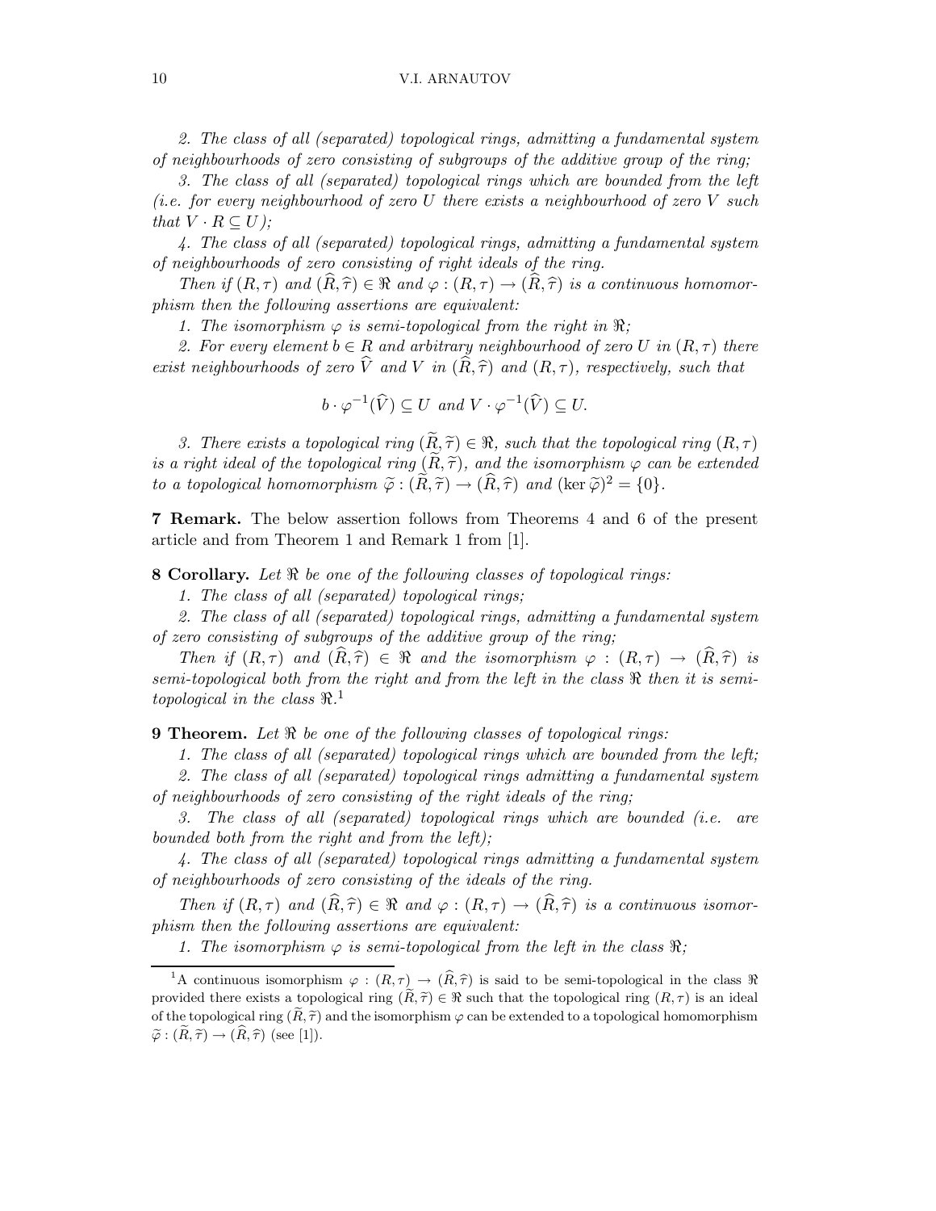*2. The class of all (separated) topological rings, admitting a fundamental system of neighbourhoods of zero consisting of subgroups of the additive group of the ring;*

*3. The class of all (separated) topological rings which are bounded from the left (i.e. for every neighbourhood of zero $U$ there exists a neighbourhood of zero $V$ such that $V \cdot R \subseteq U$);*

*4. The class of all (separated) topological rings, admitting a fundamental system of neighbourhoods of zero consisting of right ideals of the ring.*

*Then if $(R, \tau)$ and $(\widehat{R}, \widehat{\tau}) \in \Re$ and $\varphi : (R, \tau) \to (\widehat{R}, \widehat{\tau})$ is a continuous homomorphism then the following assertions are equivalent:*

*1. The isomorphism $\varphi$ is semi-topological from the right in $\Re$;*

*2. For every element $b \in R$ and arbitrary neighbourhood of zero $U$ in $(R, \tau)$ there exist neighbourhoods of zero $\widehat{V}$ and $V$ in $(\widehat{R}, \widehat{\tau})$ and $(R, \tau)$, respectively, such that*

$$b \cdot \varphi^{-1}(\widehat{V}) \subseteq U \text{ and } V \cdot \varphi^{-1}(\widehat{V}) \subseteq U.$$

*3. There exists a topological ring $(\widetilde{R}, \widetilde{\tau}) \in \Re$, such that the topological ring $(R, \tau)$ is a right ideal of the topological ring $(\widetilde{R}, \widetilde{\tau})$, and the isomorphism $\varphi$ can be extended to a topological homomorphism $\widetilde{\varphi} : (\widetilde{R}, \widetilde{\tau}) \to (\widehat{R}, \widehat{\tau})$ and $(\ker \widetilde{\varphi})^2 = \{0\}$.*

**7 Remark.** The below assertion follows from Theorems 4 and 6 of the present article and from Theorem 1 and Remark 1 from [1].

**8 Corollary.** *Let $\Re$ be one of the following classes of topological rings:*

*1. The class of all (separated) topological rings;*

*2. The class of all (separated) topological rings, admitting a fundamental system of zero consisting of subgroups of the additive group of the ring;*

*Then if $(R, \tau)$ and $(\widehat{R}, \widehat{\tau}) \in \Re$ and the isomorphism $\varphi : (R, \tau) \to (\widehat{R}, \widehat{\tau})$ is semi-topological both from the right and from the left in the class $\Re$ then it is semi-topological in the class $\Re$.*[1]

**9 Theorem.** *Let $\Re$ be one of the following classes of topological rings:*

*1. The class of all (separated) topological rings which are bounded from the left;*

*2. The class of all (separated) topological rings admitting a fundamental system of neighbourhoods of zero consisting of the right ideals of the ring;*

*3. The class of all (separated) topological rings which are bounded (i.e. are bounded both from the right and from the left);*

*4. The class of all (separated) topological rings admitting a fundamental system of neighbourhoods of zero consisting of the ideals of the ring.*

*Then if $(R, \tau)$ and $(\widehat{R}, \widehat{\tau}) \in \Re$ and $\varphi : (R, \tau) \to (\widehat{R}, \widehat{\tau})$ is a continuous isomorphism then the following assertions are equivalent:*

*1. The isomorphism $\varphi$ is semi-topological from the left in the class $\Re$;*

---

[1] A continuous isomorphism $\varphi : (R, \tau) \to (\widehat{R}, \widehat{\tau})$ is said to be semi-topological in the class $\Re$ provided there exists a topological ring $(\widetilde{R}, \widetilde{\tau}) \in \Re$ such that the topological ring $(R, \tau)$ is an ideal of the topological ring $(\widetilde{R}, \widetilde{\tau})$ and the isomorphism $\varphi$ can be extended to a topological homomorphism $\widetilde{\varphi} : (\widetilde{R}, \widetilde{\tau}) \to (\widehat{R}, \widehat{\tau})$ (see [1]).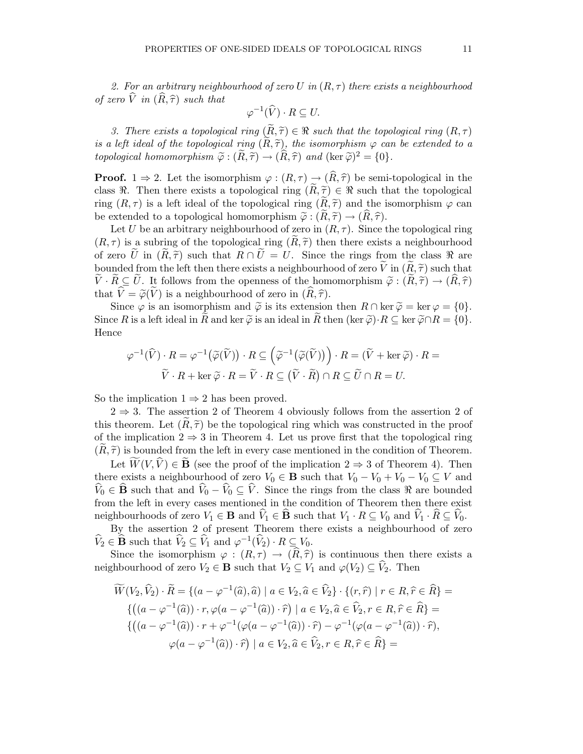*2. For an arbitrary neighbourhood of zero $U$ in $(R, \tau)$ there exists a neighbourhood of zero $\widehat{V}$ in $(\widehat{R}, \widehat{\tau})$ such that*

$$\varphi^{-1}(\widehat{V}) \cdot R \subseteq U.$$

*3. There exists a topological ring $(\widetilde{R}, \widetilde{\tau}) \in \Re$ such that the topological ring $(R, \tau)$ is a left ideal of the topological ring $(\widetilde{R}, \widetilde{\tau})$, the isomorphism $\varphi$ can be extended to a topological homomorphism $\widetilde{\varphi} : (\widetilde{R}, \widetilde{\tau}) \to (\widehat{R}, \widehat{\tau})$ and $(\ker \widetilde{\varphi})^2 = \{0\}$.*

**Proof.** $1 \Rightarrow 2$. Let the isomorphism $\varphi : (R, \tau) \to (\widehat{R}, \widehat{\tau})$ be semi-topological in the class $\Re$. Then there exists a topological ring $(\widetilde{R}, \widetilde{\tau}) \in \Re$ such that the topological ring $(R, \tau)$ is a left ideal of the topological ring $(\widetilde{R}, \widetilde{\tau})$ and the isomorphism $\varphi$ can be extended to a topological homomorphism $\widetilde{\varphi} : (\widetilde{R}, \widetilde{\tau}) \to (\widehat{R}, \widehat{\tau})$.

Let $U$ be an arbitrary neighbourhood of zero in $(R, \tau)$. Since the topological ring $(R, \tau)$ is a subring of the topological ring $(\widetilde{R}, \widetilde{\tau})$ then there exists a neighbourhood of zero $\widetilde{U}$ in $(\widetilde{R}, \widetilde{\tau})$ such that $R \cap \widetilde{U} = U$. Since the rings from the class $\Re$ are bounded from the left then there exists a neighbourhood of zero $\widetilde{V}$ in $(\widetilde{R}, \widetilde{\tau})$ such that $\widetilde{V} \cdot \widetilde{R} \subseteq \widetilde{U}$. It follows from the openness of the homomorphism $\widetilde{\varphi} : (\widetilde{R}, \widetilde{\tau}) \to (\widehat{R}, \widehat{\tau})$ that $\widehat{V} = \widetilde{\varphi}(\widetilde{V})$ is a neighbourhood of zero in $(\widehat{R}, \widehat{\tau})$.

Since $\varphi$ is an isomorphism and $\widetilde{\varphi}$ is its extension then $R \cap \ker \widetilde{\varphi} = \ker \varphi = \{0\}$. Since $R$ is a left ideal in $\widetilde{R}$ and $\ker \widetilde{\varphi}$ is an ideal in $\widetilde{R}$ then $(\ker \widetilde{\varphi}) \cdot R \subseteq \ker \widetilde{\varphi} \cap R = \{0\}$. Hence

$$\varphi^{-1}(\widehat{V}) \cdot R = \varphi^{-1}\big(\widetilde{\varphi}(\widetilde{V})\big) \cdot R \subseteq \Big(\widetilde{\varphi}^{-1}\big(\widetilde{\varphi}(\widetilde{V})\big)\Big) \cdot R = (\widetilde{V} + \ker \widetilde{\varphi}) \cdot R =$$
$$\widetilde{V} \cdot R + \ker \widetilde{\varphi} \cdot R = \widetilde{V} \cdot R \subseteq \big(\widetilde{V} \cdot \widetilde{R}\big) \cap R \subseteq \widetilde{U} \cap R = U.$$

So the implication $1 \Rightarrow 2$ has been proved.

$2 \Rightarrow 3$. The assertion 2 of Theorem 4 obviously follows from the assertion 2 of this theorem. Let $(\widetilde{R}, \widetilde{\tau})$ be the topological ring which was constructed in the proof of the implication $2 \Rightarrow 3$ in Theorem 4. Let us prove first that the topological ring $(\widetilde{R}, \widetilde{\tau})$ is bounded from the left in every case mentioned in the condition of Theorem.

Let $\widetilde{W}(V, \widehat{V}) \in \widetilde{\mathbf{B}}$ (see the proof of the implication $2 \Rightarrow 3$ of Theorem 4). Then there exists a neighbourhood of zero $V_0 \in \mathbf{B}$ such that $V_0 - V_0 + V_0 - V_0 \subseteq V$ and $\widehat{V}_0 \in \widehat{\mathbf{B}}$ such that and $\widehat{V}_0 - \widehat{V}_0 \subseteq \widehat{V}$. Since the rings from the class $\Re$ are bounded from the left in every cases mentioned in the condition of Theorem then there exist neighbourhoods of zero $V_1 \in \mathbf{B}$ and $\widehat{V}_1 \in \widehat{\mathbf{B}}$ such that $V_1 \cdot R \subseteq V_0$ and $\widehat{V}_1 \cdot \widehat{R} \subseteq \widehat{V}_0$.

By the assertion 2 of present Theorem there exists a neighbourhood of zero $\widehat{V}_2 \in \widehat{\mathbf{B}}$ such that $\widehat{V}_2 \subseteq \widehat{V}_1$ and $\varphi^{-1}(\widehat{V}_2) \cdot R \subseteq V_0$.

Since the isomorphism $\varphi : (R, \tau) \to (\widehat{R}, \widehat{\tau})$ is continuous then there exists a neighbourhood of zero $V_2 \in \mathbf{B}$ such that $V_2 \subseteq V_1$ and $\varphi(V_2) \subseteq \widehat{V}_2$. Then

$$\widetilde{W}(V_2, \widehat{V}_2) \cdot \widetilde{R} = \{(a - \varphi^{-1}(\widehat{a}), \widehat{a}) \mid a \in V_2, \widehat{a} \in \widehat{V}_2\} \cdot \{(r, \widehat{r}) \mid r \in R, \widehat{r} \in \widehat{R}\} =$$
$$\{\big((a - \varphi^{-1}(\widehat{a})) \cdot r, \varphi(a - \varphi^{-1}(\widehat{a})) \cdot \widehat{r}\big) \mid a \in V_2, \widehat{a} \in \widehat{V}_2, r \in R, \widehat{r} \in \widehat{R}\} =$$
$$\{\big((a - \varphi^{-1}(\widehat{a})) \cdot r + \varphi^{-1}(\varphi(a - \varphi^{-1}(\widehat{a})) \cdot \widehat{r}) - \varphi^{-1}(\varphi(a - \varphi^{-1}(\widehat{a})) \cdot \widehat{r}),$$
$$\varphi(a - \varphi^{-1}(\widehat{a})) \cdot \widehat{r}\big) \mid a \in V_2, \widehat{a} \in \widehat{V}_2, r \in R, \widehat{r} \in \widehat{R}\} =$$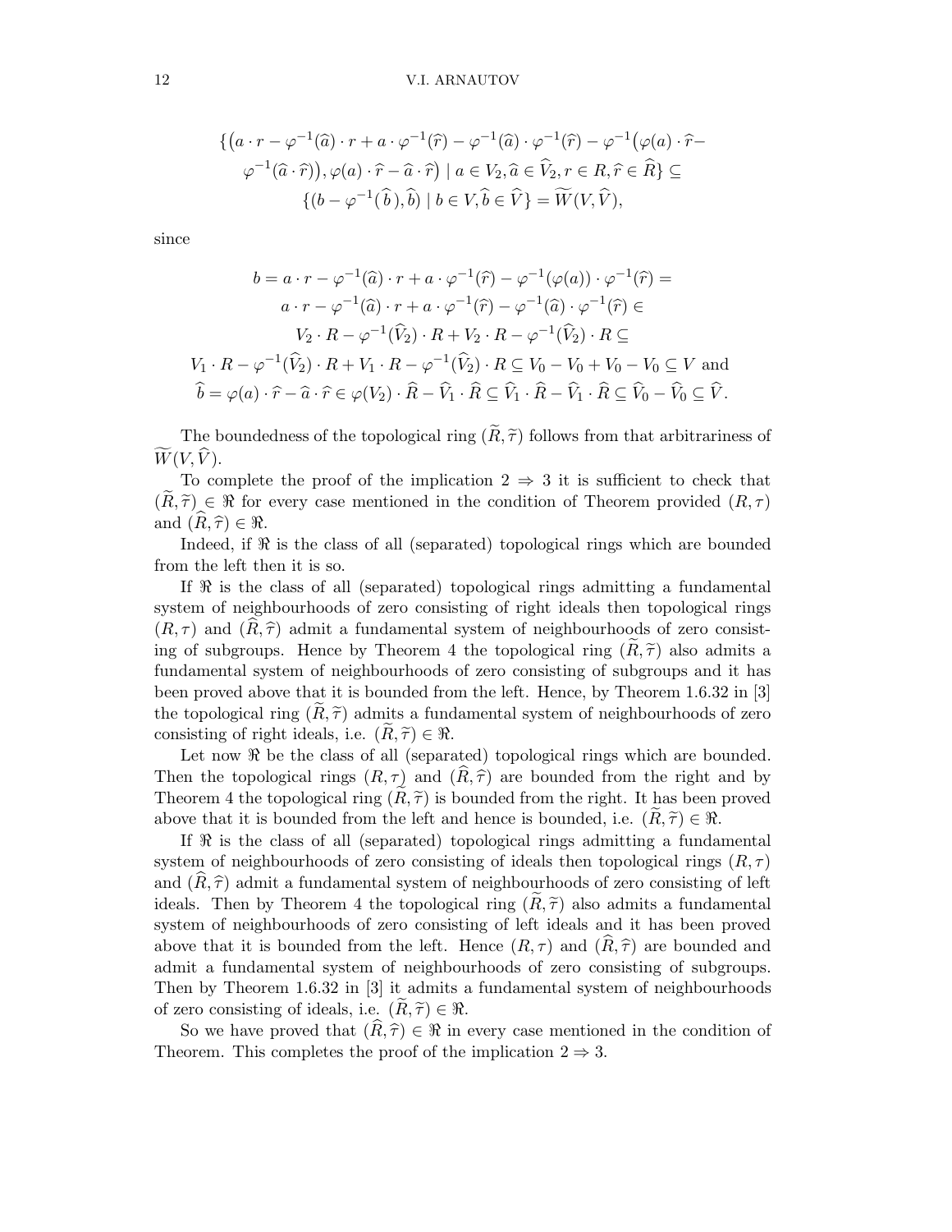$$\{\big(a \cdot r - \varphi^{-1}(\widehat{a}) \cdot r + a \cdot \varphi^{-1}(\widehat{r}) - \varphi^{-1}(\widehat{a}) \cdot \varphi^{-1}(\widehat{r}) - \varphi^{-1}\big(\varphi(a) \cdot \widehat{r} -$$
$$\varphi^{-1}(\widehat{a} \cdot \widehat{r})\big), \varphi(a) \cdot \widehat{r} - \widehat{a} \cdot \widehat{r}\big) \mid a \in V_2, \widehat{a} \in \widehat{V}_2, r \in R, \widehat{r} \in \widehat{R}\} \subseteq$$
$$\{(b - \varphi^{-1}(\widehat{b}\,), \widehat{b}) \mid b \in V, \widehat{b} \in \widehat{V}\} = \widetilde{W}(V, \widehat{V}),$$

since

$$b = a \cdot r - \varphi^{-1}(\widehat{a}) \cdot r + a \cdot \varphi^{-1}(\widehat{r}) - \varphi^{-1}(\varphi(a)) \cdot \varphi^{-1}(\widehat{r}) =$$
$$a \cdot r - \varphi^{-1}(\widehat{a}) \cdot r + a \cdot \varphi^{-1}(\widehat{r}) - \varphi^{-1}(\widehat{a}) \cdot \varphi^{-1}(\widehat{r}) \in$$
$$V_2 \cdot R - \varphi^{-1}(\widehat{V}_2) \cdot R + V_2 \cdot R - \varphi^{-1}(\widehat{V}_2) \cdot R \subseteq$$
$$V_1 \cdot R - \varphi^{-1}(\widehat{V}_2) \cdot R + V_1 \cdot R - \varphi^{-1}(\widehat{V}_2) \cdot R \subseteq V_0 - V_0 + V_0 - V_0 \subseteq V \text{ and}$$
$$\widehat{b} = \varphi(a) \cdot \widehat{r} - \widehat{a} \cdot \widehat{r} \in \varphi(V_2) \cdot \widehat{R} - \widehat{V}_1 \cdot \widehat{R} \subseteq \widehat{V}_1 \cdot \widehat{R} - \widehat{V}_1 \cdot \widehat{R} \subseteq \widehat{V}_0 - \widehat{V}_0 \subseteq \widehat{V}.$$

The boundedness of the topological ring $(\widetilde{R}, \widetilde{\tau})$ follows from that arbitrariness of $\widetilde{W}(V, \widehat{V})$.

To complete the proof of the implication $2 \Rightarrow 3$ it is sufficient to check that $(\widetilde{R}, \widetilde{\tau}) \in \Re$ for every case mentioned in the condition of Theorem provided $(R, \tau)$ and $(\widehat{R}, \widehat{\tau}) \in \Re$.

Indeed, if $\Re$ is the class of all (separated) topological rings which are bounded from the left then it is so.

If $\Re$ is the class of all (separated) topological rings admitting a fundamental system of neighbourhoods of zero consisting of right ideals then topological rings $(R, \tau)$ and $(\widehat{R}, \widehat{\tau})$ admit a fundamental system of neighbourhoods of zero consisting of subgroups. Hence by Theorem 4 the topological ring $(\widetilde{R}, \widetilde{\tau})$ also admits a fundamental system of neighbourhoods of zero consisting of subgroups and it has been proved above that it is bounded from the left. Hence, by Theorem 1.6.32 in [3] the topological ring $(\widetilde{R}, \widetilde{\tau})$ admits a fundamental system of neighbourhoods of zero consisting of right ideals, i.e. $(\widetilde{R}, \widetilde{\tau}) \in \Re$.

Let now $\Re$ be the class of all (separated) topological rings which are bounded. Then the topological rings $(R, \tau)$ and $(\widehat{R}, \widehat{\tau})$ are bounded from the right and by Theorem 4 the topological ring $(\widetilde{R}, \widetilde{\tau})$ is bounded from the right. It has been proved above that it is bounded from the left and hence is bounded, i.e. $(\widetilde{R}, \widetilde{\tau}) \in \Re$.

If $\Re$ is the class of all (separated) topological rings admitting a fundamental system of neighbourhoods of zero consisting of ideals then topological rings $(R, \tau)$ and $(\widehat{R}, \widehat{\tau})$ admit a fundamental system of neighbourhoods of zero consisting of left ideals. Then by Theorem 4 the topological ring $(\widetilde{R}, \widetilde{\tau})$ also admits a fundamental system of neighbourhoods of zero consisting of left ideals and it has been proved above that it is bounded from the left. Hence $(R, \tau)$ and $(\widehat{R}, \widehat{\tau})$ are bounded and admit a fundamental system of neighbourhoods of zero consisting of subgroups. Then by Theorem 1.6.32 in [3] it admits a fundamental system of neighbourhoods of zero consisting of ideals, i.e. $(\widetilde{R}, \widetilde{\tau}) \in \Re$.

So we have proved that $(\widehat{R}, \widehat{\tau}) \in \Re$ in every case mentioned in the condition of Theorem. This completes the proof of the implication $2 \Rightarrow 3$.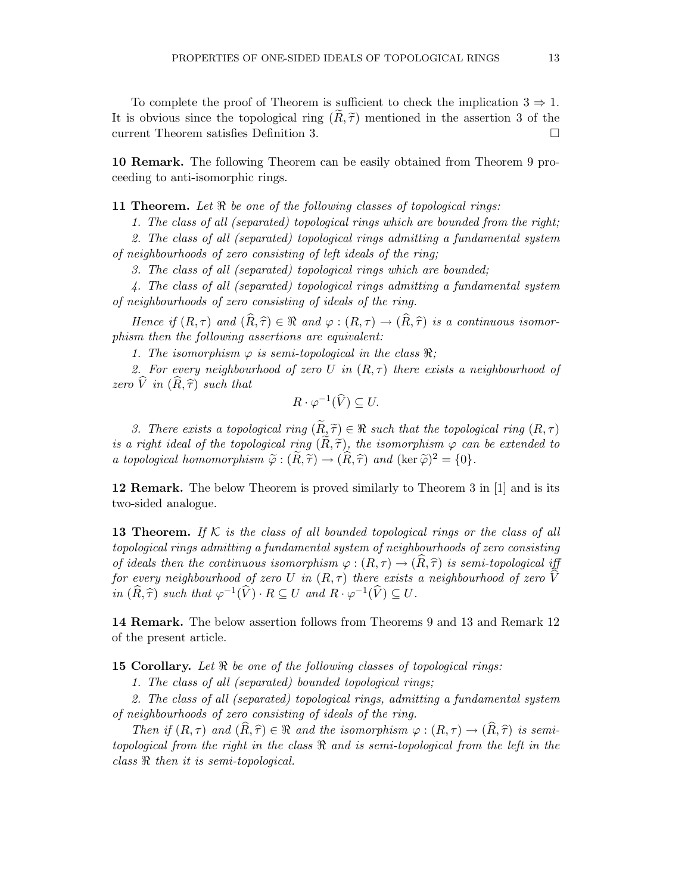To complete the proof of Theorem is sufficient to check the implication $3 \Rightarrow 1$. It is obvious since the topological ring $(\widetilde{R}, \widetilde{\tau})$ mentioned in the assertion 3 of the current Theorem satisfies Definition 3. $\square$

**10 Remark.** The following Theorem can be easily obtained from Theorem 9 proceeding to anti-isomorphic rings.

**11 Theorem.** *Let $\Re$ be one of the following classes of topological rings:*

*1. The class of all (separated) topological rings which are bounded from the right;*

*2. The class of all (separated) topological rings admitting a fundamental system of neighbourhoods of zero consisting of left ideals of the ring;*

*3. The class of all (separated) topological rings which are bounded;*

*4. The class of all (separated) topological rings admitting a fundamental system of neighbourhoods of zero consisting of ideals of the ring.*

*Hence if $(R, \tau)$ and $(\widehat{R}, \widehat{\tau}) \in \Re$ and $\varphi : (R, \tau) \to (\widehat{R}, \widehat{\tau})$ is a continuous isomorphism then the following assertions are equivalent:*

*1. The isomorphism $\varphi$ is semi-topological in the class $\Re$;*

*2. For every neighbourhood of zero $U$ in $(R, \tau)$ there exists a neighbourhood of zero $\widehat{V}$ in $(\widehat{R}, \widehat{\tau})$ such that*

$$R \cdot \varphi^{-1}(\widehat{V}) \subseteq U.$$

*3. There exists a topological ring $(\widetilde{R}, \widetilde{\tau}) \in \Re$ such that the topological ring $(R, \tau)$ is a right ideal of the topological ring $(\widetilde{R}, \widetilde{\tau})$, the isomorphism $\varphi$ can be extended to a topological homomorphism $\widetilde{\varphi} : (\widetilde{R}, \widetilde{\tau}) \to (\widehat{R}, \widehat{\tau})$ and $(\ker \widetilde{\varphi})^2 = \{0\}$.*

**12 Remark.** The below Theorem is proved similarly to Theorem 3 in [1] and is its two-sided analogue.

**13 Theorem.** *If $\mathcal{K}$ is the class of all bounded topological rings or the class of all topological rings admitting a fundamental system of neighbourhoods of zero consisting of ideals then the continuous isomorphism $\varphi : (R, \tau) \to (\widehat{R}, \widehat{\tau})$ is semi-topological iff for every neighbourhood of zero $U$ in $(R, \tau)$ there exists a neighbourhood of zero $\widehat{V}$ in $(\widehat{R}, \widehat{\tau})$ such that $\varphi^{-1}(\widehat{V}) \cdot R \subseteq U$ and $R \cdot \varphi^{-1}(\widehat{V}) \subseteq U$.*

**14 Remark.** The below assertion follows from Theorems 9 and 13 and Remark 12 of the present article.

**15 Corollary.** *Let $\Re$ be one of the following classes of topological rings:*

*1. The class of all (separated) bounded topological rings;*

*2. The class of all (separated) topological rings, admitting a fundamental system of neighbourhoods of zero consisting of ideals of the ring.*

*Then if $(R, \tau)$ and $(\widehat{R}, \widehat{\tau}) \in \Re$ and the isomorphism $\varphi : (R, \tau) \to (\widehat{R}, \widehat{\tau})$ is semi-topological from the right in the class $\Re$ and is semi-topological from the left in the class $\Re$ then it is semi-topological.*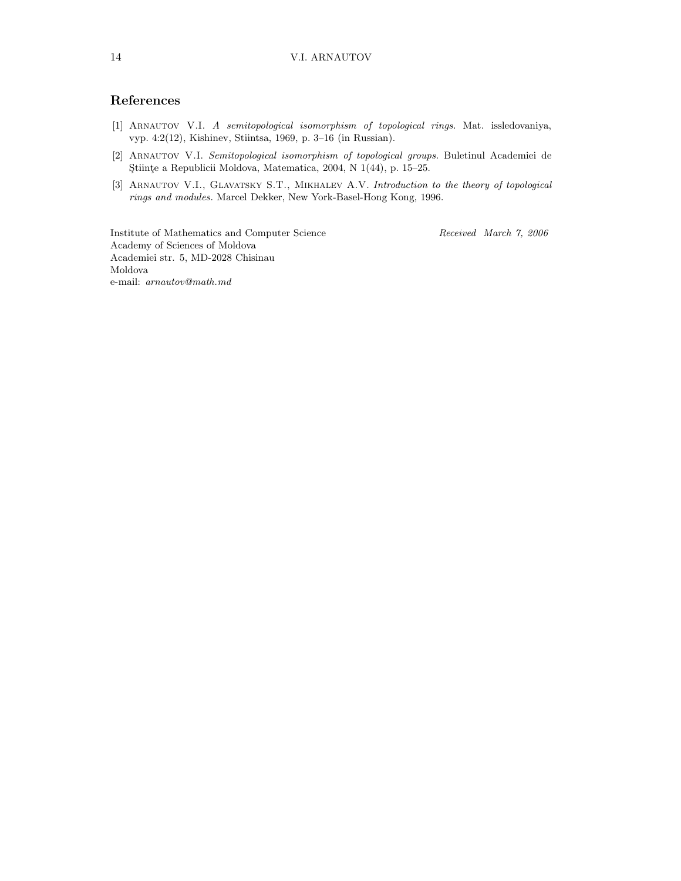## References

[1] Arnautov V.I. *A semitopological isomorphism of topological rings.* Mat. issledovaniya, vyp. 4:2(12), Kishinev, Stiintsa, 1969, p. 3–16 (in Russian).

[2] Arnautov V.I. *Semitopological isomorphism of topological groups.* Buletinul Academiei de Ştiinţe a Republicii Moldova, Matematica, 2004, N 1(44), p. 15–25.

[3] Arnautov V.I., Glavatsky S.T., Mikhalev A.V. *Introduction to the theory of topological rings and modules.* Marcel Dekker, New York-Basel-Hong Kong, 1996.

Institute of Mathematics and Computer Science
Academy of Sciences of Moldova
Academiei str. 5, MD-2028 Chisinau
Moldova
e-mail: *arnautov@math.md*

*Received March 7, 2006*